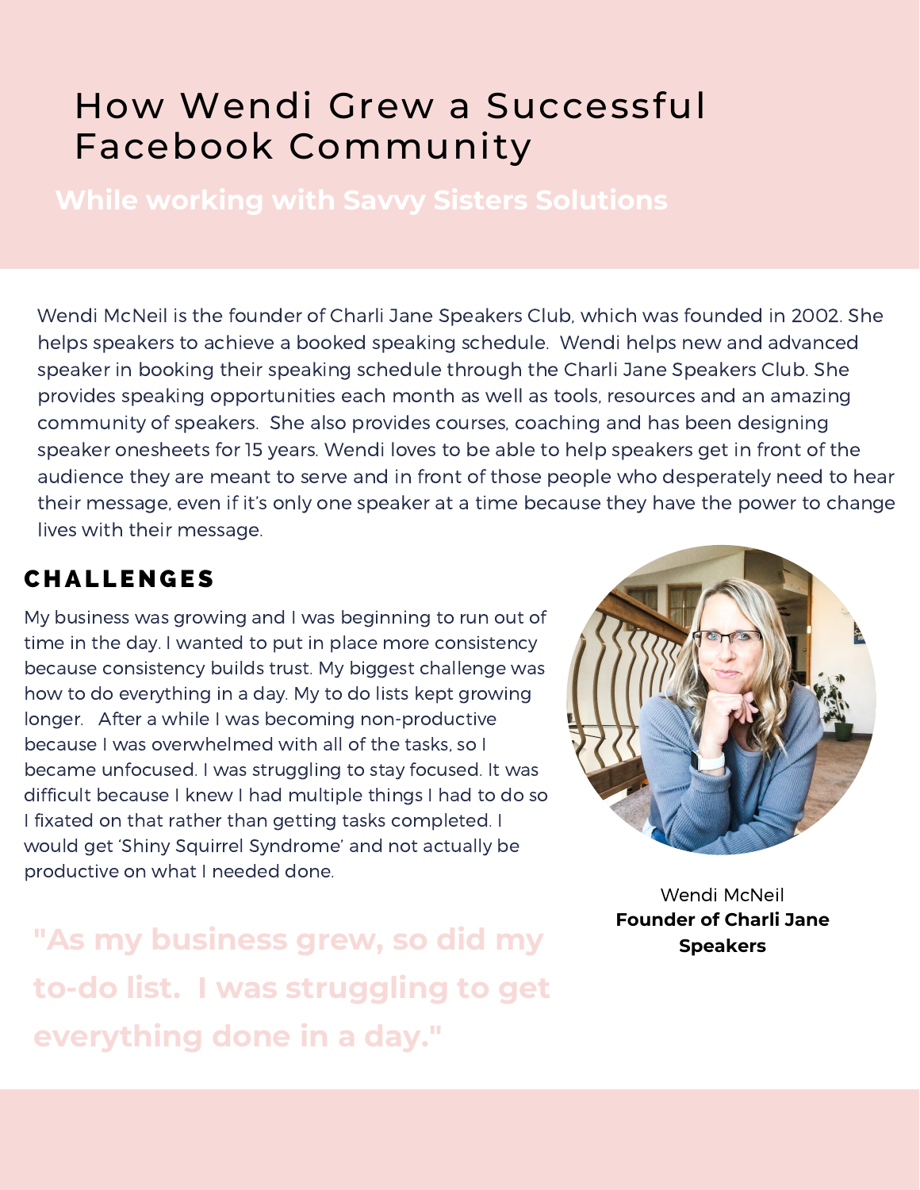# How Wendi Grew a Successful Facebook Community

## While working with Savvy Sisters Solutions

Wendi McNeil is the founder of Charli Jane Speakers Club, which was founded in 2002. She helps speakers to achieve a booked speaking schedule. Wendi helps new and advanced speaker in booking their speaking schedule through the Charli Jane Speakers Club. She provides speaking opportunities each month as well as tools, resources and an amazing community of speakers. She also provides courses, coaching and has been designing speaker onesheets for 15 years. Wendi loves to be able to help speakers get in front of the audience they are meant to serve and in front of those people who desperately need to hear their message, even if it's only one speaker at a time because they have the power to change lives with their message.

## CHALLENGES

My business was growing and I was beginning to run out of time in the day. I wanted to put in place more consistency because consistency builds trust. My biggest challenge was how to do everything in a day. My to do lists kept growing longer. After a while I was becoming non-productive because I was overwhelmed with all of the tasks, so I became unfocused. I was struggling to stay focused. It was difficult because I knew I had multiple things I had to do so I fixated on that rather than getting tasks completed. I would get 'Shiny Squirrel Syndrome' and not actually be productive on what I needed done.

Wendi McNeil
**Founder of Charli Jane Speakers**

"As my business grew, so did my to-do list. I was struggling to get everything done in a day."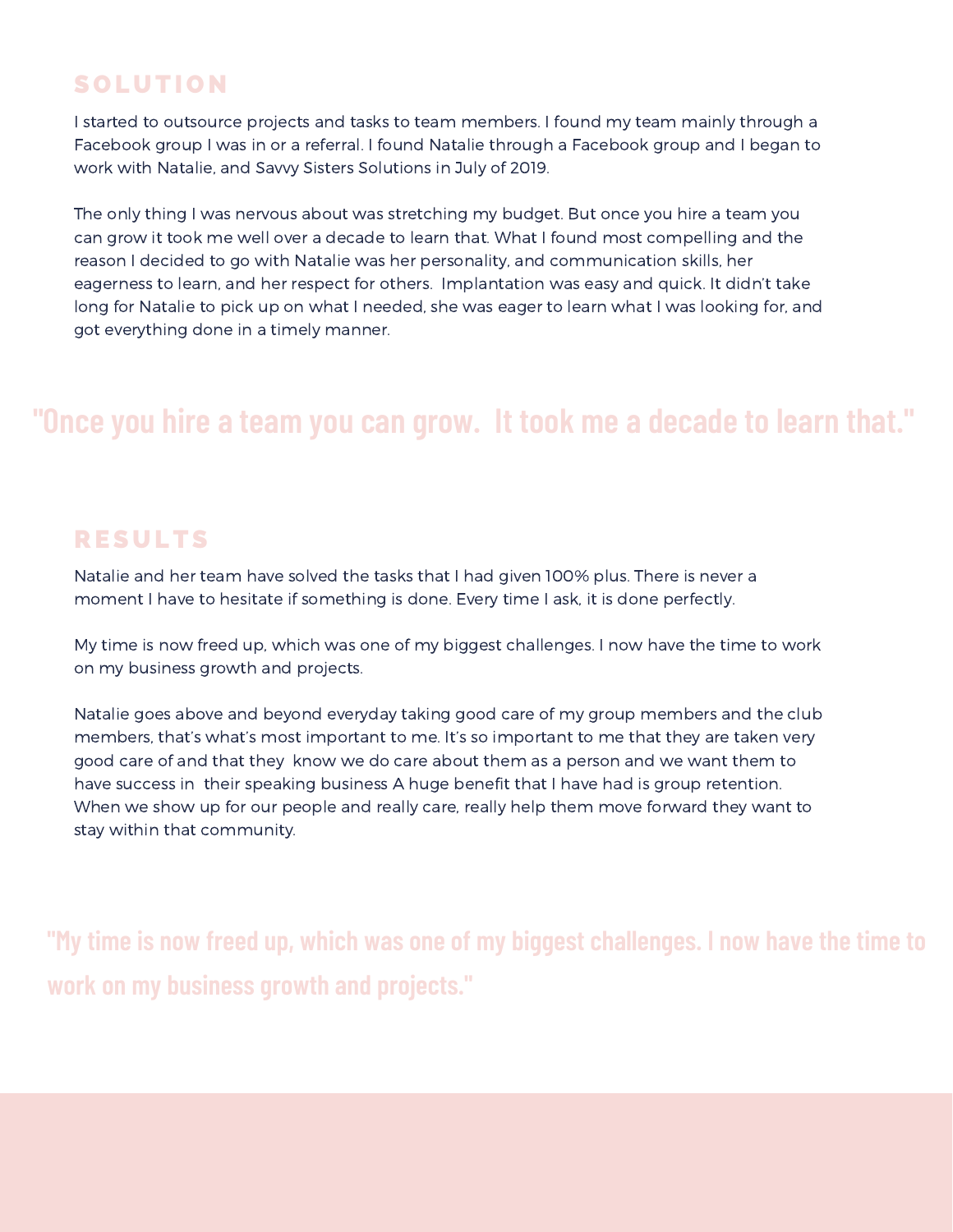## SOLUTION

I started to outsource projects and tasks to team members. I found my team mainly through a Facebook group I was in or a referral. I found Natalie through a Facebook group and I began to work with Natalie, and Savvy Sisters Solutions in July of 2019.

The only thing I was nervous about was stretching my budget. But once you hire a team you can grow it took me well over a decade to learn that. What I found most compelling and the reason I decided to go with Natalie was her personality, and communication skills, her eagerness to learn, and her respect for others. Implantation was easy and quick. It didn't take long for Natalie to pick up on what I needed, she was eager to learn what I was looking for, and got everything done in a timely manner.

> "Once you hire a team you can grow. It took me a decade to learn that."

## RESULTS

Natalie and her team have solved the tasks that I had given 100% plus. There is never a moment I have to hesitate if something is done. Every time I ask, it is done perfectly.

My time is now freed up, which was one of my biggest challenges. I now have the time to work on my business growth and projects.

Natalie goes above and beyond everyday taking good care of my group members and the club members, that's what's most important to me. It's so important to me that they are taken very good care of and that they know we do care about them as a person and we want them to have success in their speaking business A huge benefit that I have had is group retention. When we show up for our people and really care, really help them move forward they want to stay within that community.

> "My time is now freed up, which was one of my biggest challenges. I now have the time to work on my business growth and projects."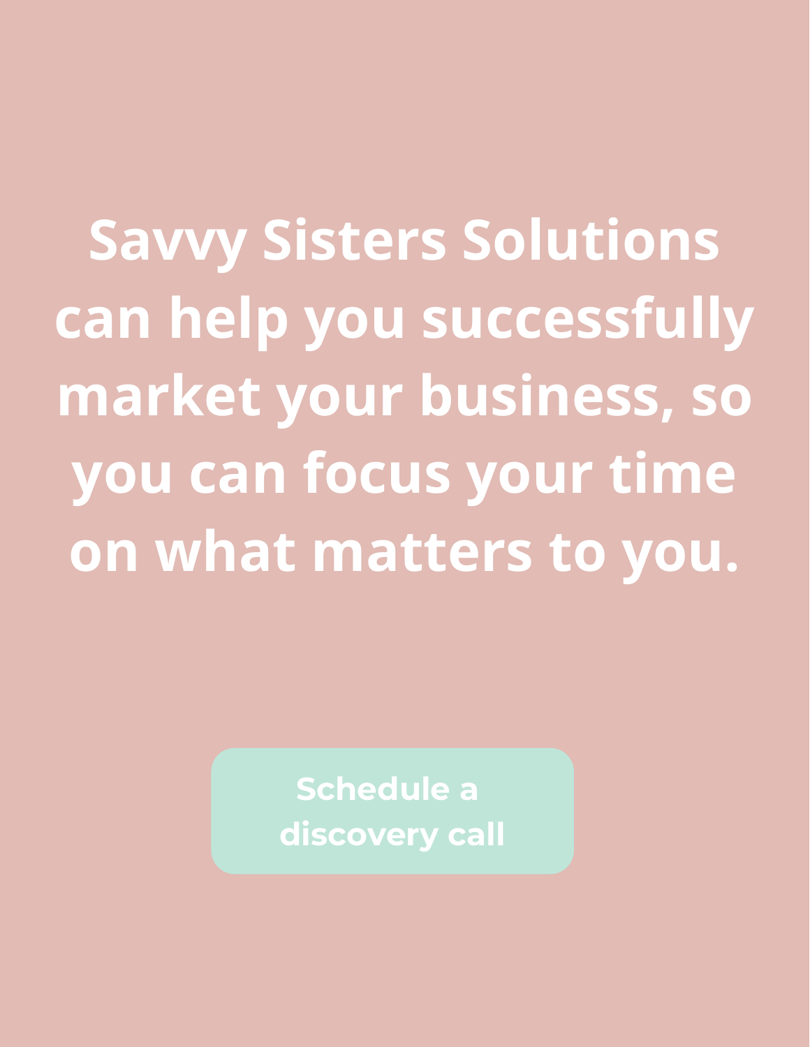# Savvy Sisters Solutions can help you successfully market your business, so you can focus your time on what matters to you.

**Schedule a discovery call**